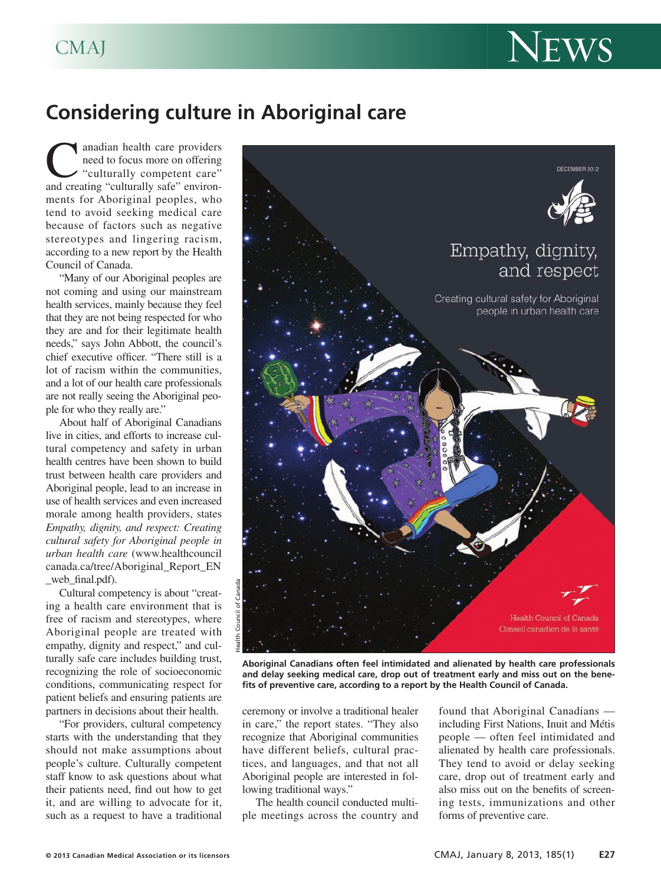# Considering culture in Aboriginal care

Canadian health care providers need to focus more on offering "culturally competent care" and creating "culturally safe" environments for Aboriginal peoples, who tend to avoid seeking medical care because of factors such as negative stereotypes and lingering racism, according to a new report by the Health Council of Canada.

"Many of our Aboriginal peoples are not coming and using our mainstream health services, mainly because they feel that they are not being respected for who they are and for their legitimate health needs," says John Abbott, the council's chief executive officer. "There still is a lot of racism within the communities, and a lot of our health care professionals are not really seeing the Aboriginal people for who they really are."

About half of Aboriginal Canadians live in cities, and efforts to increase cultural competency and safety in urban health centres have been shown to build trust between health care providers and Aboriginal people, lead to an increase in use of health services and even increased morale among health providers, states *Empathy, dignity, and respect: Creating cultural safety for Aboriginal people in urban health care* (www.healthcouncilcanada.ca/tree/Aboriginal_Report_EN_web_final.pdf).

Cultural competency is about "creating a health care environment that is free of racism and stereotypes, where Aboriginal people are treated with empathy, dignity and respect," and culturally safe care includes building trust, recognizing the role of socioeconomic conditions, communicating respect for patient beliefs and ensuring patients are partners in decisions about their health.

"For providers, cultural competency starts with the understanding that they should not make assumptions about people's culture. Culturally competent staff know to ask questions about what their patients need, find out how to get it, and are willing to advocate for it, such as a request to have a traditional ceremony or involve a traditional healer in care," the report states. "They also recognize that Aboriginal communities have different beliefs, cultural practices, and languages, and that not all Aboriginal people are interested in following traditional ways."

The health council conducted multiple meetings across the country and found that Aboriginal Canadians — including First Nations, Inuit and Métis people — often feel intimidated and alienated by health care professionals. They tend to avoid or delay seeking care, drop out of treatment early and also miss out on the benefits of screening tests, immunizations and other forms of preventive care.

Health Council of Canada

**Aboriginal Canadians often feel intimidated and alienated by health care professionals and delay seeking medical care, drop out of treatment early and miss out on the benefits of preventive care, according to a report by the Health Council of Canada.**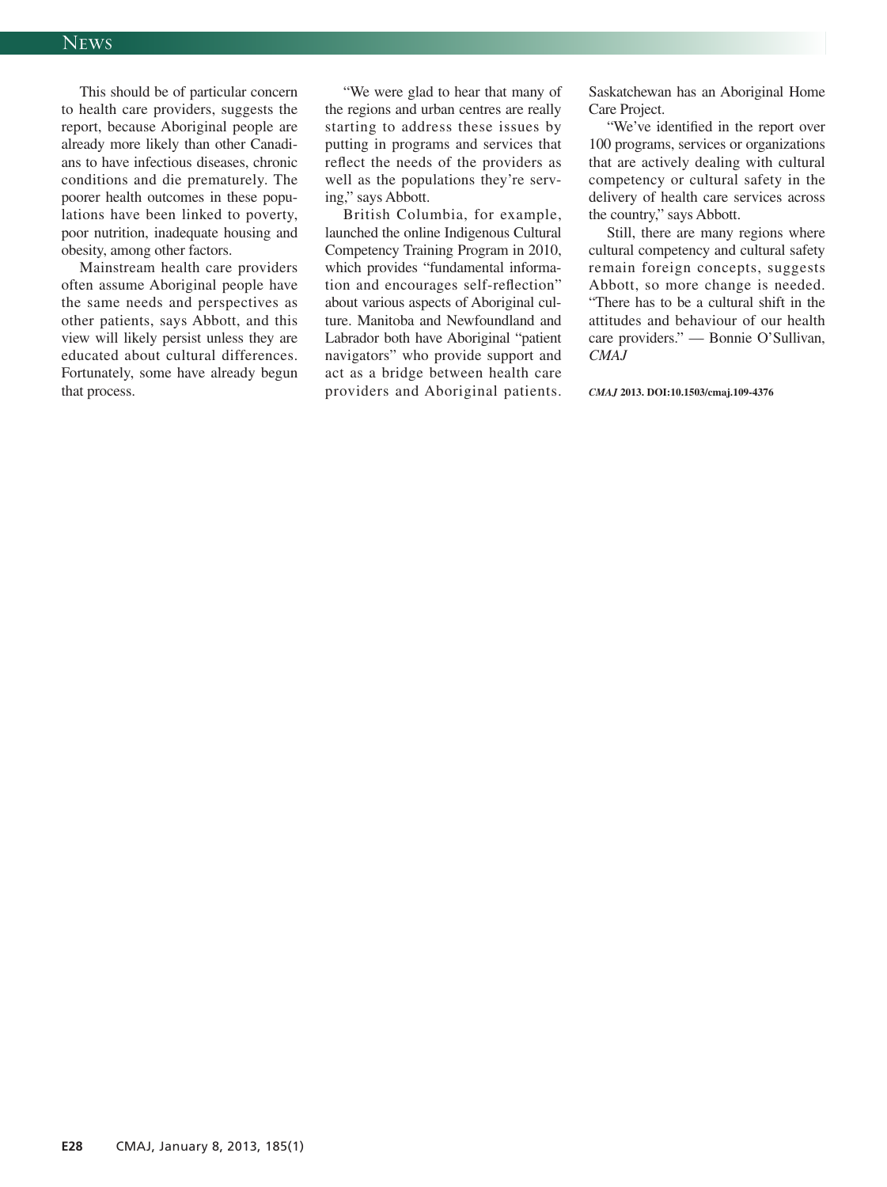This should be of particular concern to health care providers, suggests the report, because Aboriginal people are already more likely than other Canadians to have infectious diseases, chronic conditions and die prematurely. The poorer health outcomes in these populations have been linked to poverty, poor nutrition, inadequate housing and obesity, among other factors.

Mainstream health care providers often assume Aboriginal people have the same needs and perspectives as other patients, says Abbott, and this view will likely persist unless they are educated about cultural differences. Fortunately, some have already begun that process.

"We were glad to hear that many of the regions and urban centres are really starting to address these issues by putting in programs and services that reflect the needs of the providers as well as the populations they're serving," says Abbott.

British Columbia, for example, launched the online Indigenous Cultural Competency Training Program in 2010, which provides "fundamental information and encourages self-reflection" about various aspects of Aboriginal culture. Manitoba and Newfoundland and Labrador both have Aboriginal "patient navigators" who provide support and act as a bridge between health care providers and Aboriginal patients. Saskatchewan has an Aboriginal Home Care Project.

"We've identified in the report over 100 programs, services or organizations that are actively dealing with cultural competency or cultural safety in the delivery of health care services across the country," says Abbott.

Still, there are many regions where cultural competency and cultural safety remain foreign concepts, suggests Abbott, so more change is needed. "There has to be a cultural shift in the attitudes and behaviour of our health care providers." — Bonnie O'Sullivan, *CMAJ*

***CMAJ* 2013. DOI:10.1503/cmaj.109-4376**